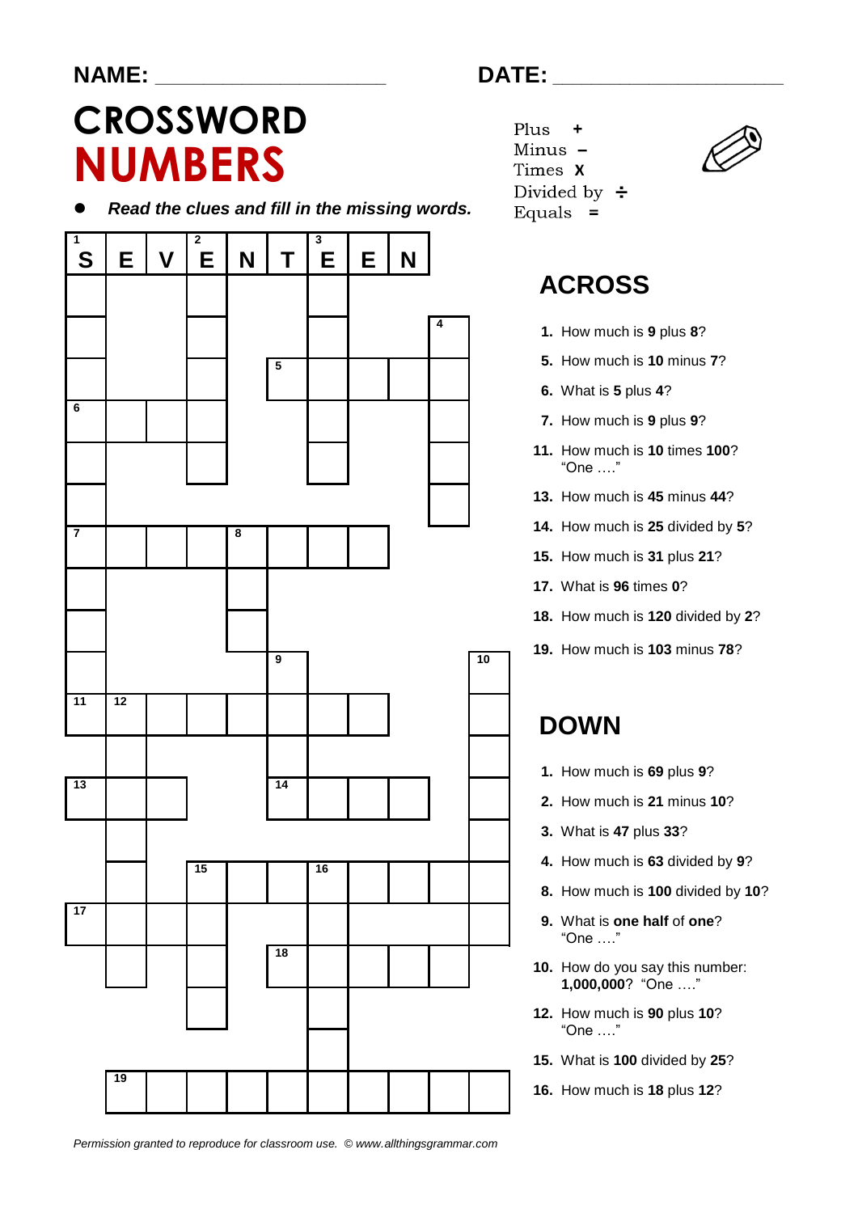NAME: ____________________ DATE: ____________________

# CROSSWORD NUMBERS

- *Read the clues and fill in the missing words.*

Plus +
Minus –
Times x
Divided by ÷
Equals =

1 SEVENTEEN

## ACROSS

1. How much is **9** plus **8**?
5. How much is **10** minus **7**?
6. What is **5** plus **4**?
7. How much is **9** plus **9**?
11. How much is **10** times **100**? "One …."
13. How much is **45** minus **44**?
14. How much is **25** divided by **5**?
15. How much is **31** plus **21**?
17. What is **96** times **0**?
18. How much is **120** divided by **2**?
19. How much is **103** minus **78**?

## DOWN

1. How much is **69** plus **9**?
2. How much is **21** minus **10**?
3. What is **47** plus **33**?
4. How much is **63** divided by **9**?
8. How much is **100** divided by **10**?
9. What is **one half** of **one**? "One …."
10. How do you say this number: **1,000,000**? "One …."
12. How much is **90** plus **10**? "One …."
15. What is **100** divided by **25**?
16. How much is **18** plus **12**?

*Permission granted to reproduce for classroom use. © www.allthingsgrammar.com*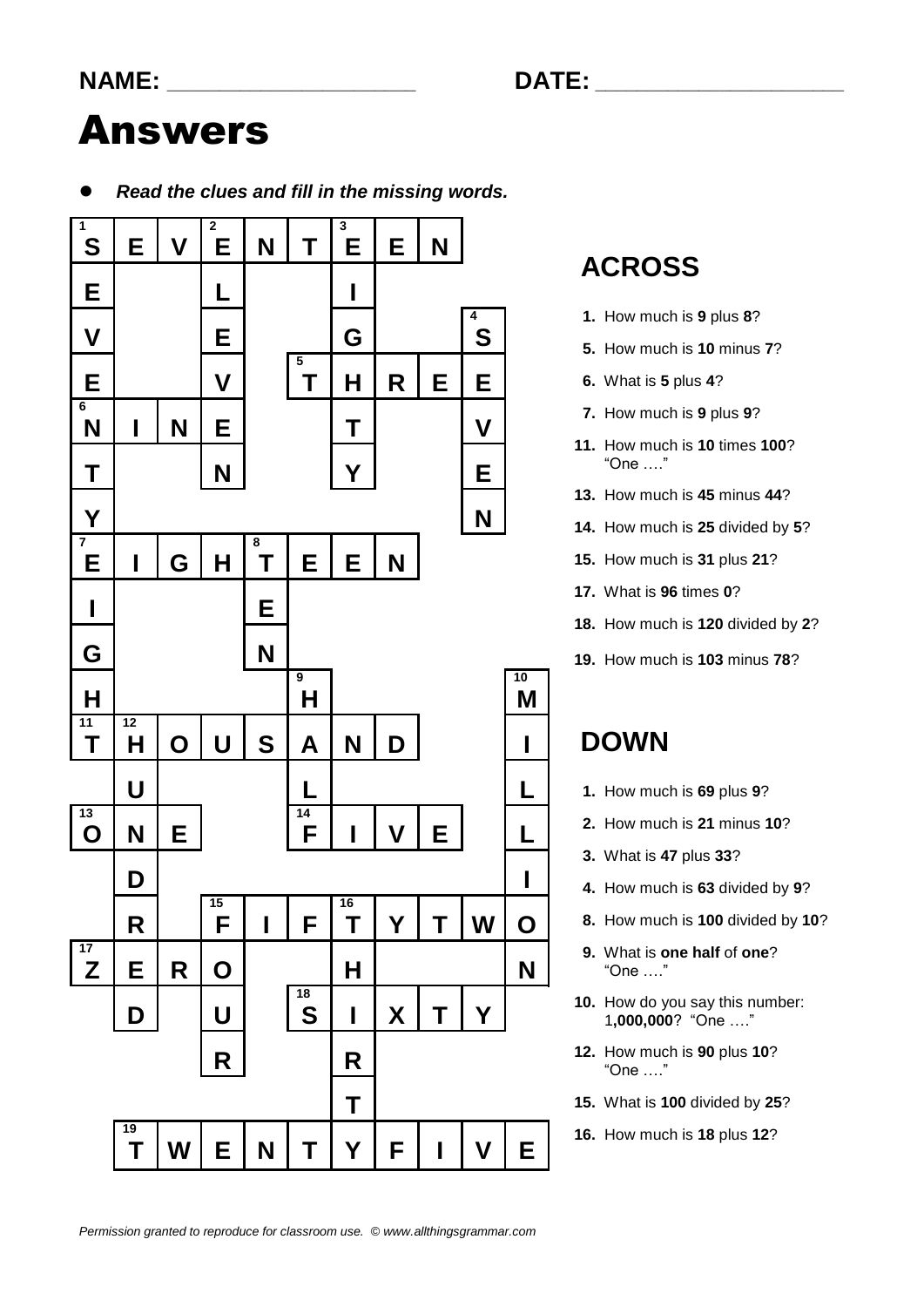**NAME:** ____________________ **DATE:** ____________________

# Answers

- ***Read the clues and fill in the missing words.***

| | | | | | | | | | | |
|---|---|---|---|---|---|---|---|---|---|---|
| 1 S | E | V | 2 E | N | T | 3 E | E | N | | |
| E | | | L | | | I | | | | |
| V | | | E | | | G | | | 4 S | |
| E | | | V | | 5 T | H | R | E | E | |
| 6 N | I | N | E | | | T | | | V | |
| T | | | N | | | Y | | | E | |
| Y | | | | | | | | | N | |
| 7 E | I | G | H | 8 T | E | E | N | | | |
| I | | | | E | | | | | | |
| G | | | | N | | | | | | |
| H | | | | | 9 H | | | | | 10 M |
| 11 T | 12 H | O | U | S | A | N | D | | | I |
| | U | | | | L | | | | | L |
| 13 O | N | E | | | 14 F | I | V | E | | L |
| | D | | | | | | | | | I |
| | R | | 15 F | I | F | 16 T | Y | T | W | O |
| 17 Z | E | R | O | | | H | | | | N |
| | D | | U | | 18 S | I | X | T | Y | |
| | | | R | | | R | | | | |
| | | | | | | T | | | | |
| | 19 T | W | E | N | T | Y | F | I | V | E |

## ACROSS

1. How much is **9** plus **8**?
5. How much is **10** minus **7**?
6. What is **5** plus **4**?
7. How much is **9** plus **9**?
11. How much is **10** times **100**? "One …."
13. How much is **45** minus **44**?
14. How much is **25** divided by **5**?
15. How much is **31** plus **21**?
17. What is **96** times **0**?
18. How much is **120** divided by **2**?
19. How much is **103** minus **78**?

## DOWN

1. How much is **69** plus **9**?
2. How much is **21** minus **10**?
3. What is **47** plus **33**?
4. How much is **63** divided by **9**?
8. How much is **100** divided by **10**?
9. What is **one half** of **one**? "One …."
10. How do you say this number: 1**,000,000**? "One …."
12. How much is **90** plus **10**? "One …."
15. What is **100** divided by **25**?
16. How much is **18** plus **12**?

*Permission granted to reproduce for classroom use. © www.allthingsgrammar.com*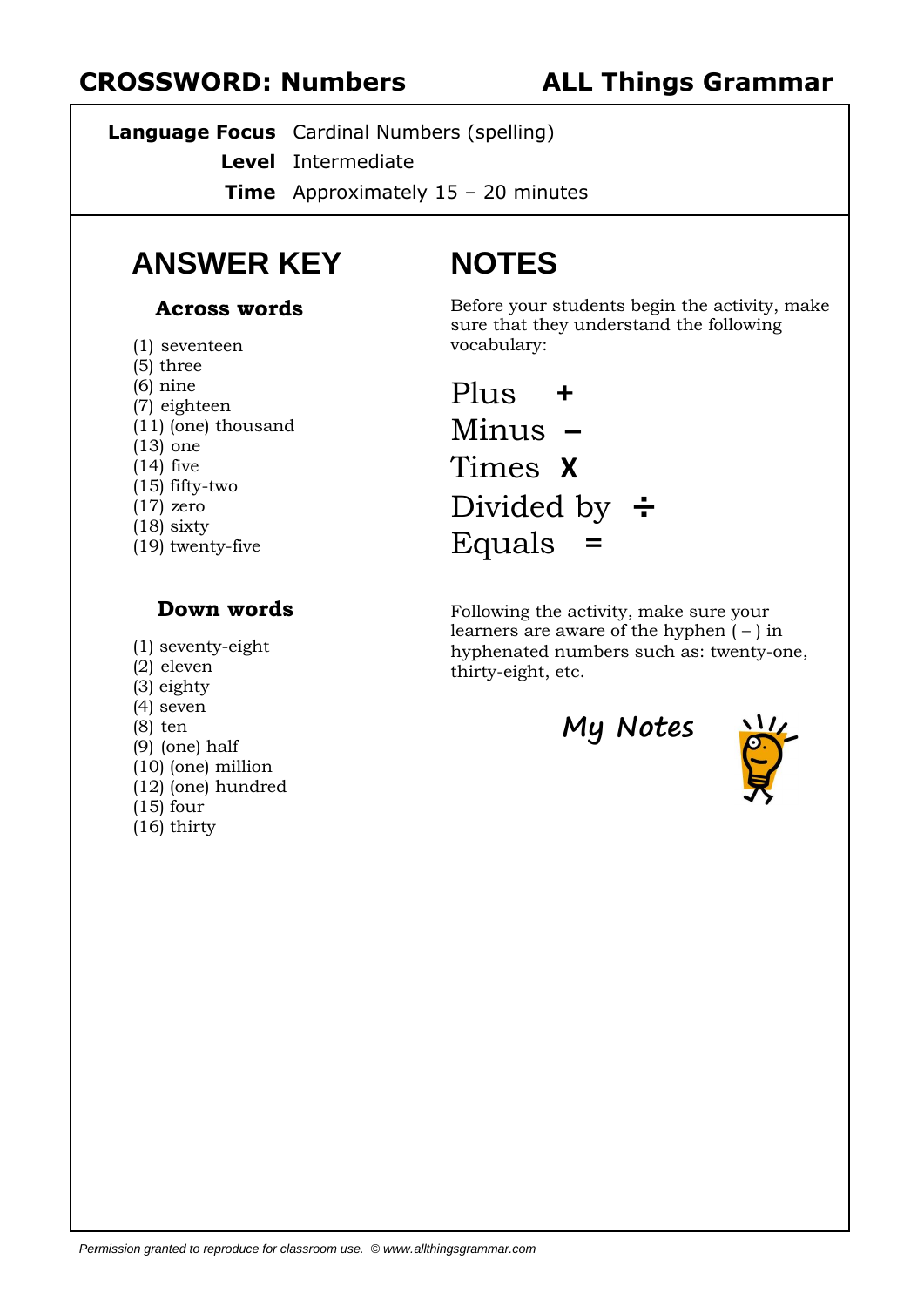# CROSSWORD: Numbers — ALL Things Grammar

**Language Focus** Cardinal Numbers (spelling)
**Level** Intermediate
**Time** Approximately 15 – 20 minutes

## ANSWER KEY

### Across words

(1) seventeen
(5) three
(6) nine
(7) eighteen
(11) (one) thousand
(13) one
(14) five
(15) fifty-two
(17) zero
(18) sixty
(19) twenty-five

### Down words

(1) seventy-eight
(2) eleven
(3) eighty
(4) seven
(8) ten
(9) (one) half
(10) (one) million
(12) (one) hundred
(15) four
(16) thirty

## NOTES

Before your students begin the activity, make sure that they understand the following vocabulary:

Plus **+**
Minus **–**
Times **X**
Divided by **÷**
Equals **=**

Following the activity, make sure your learners are aware of the hyphen ( – ) in hyphenated numbers such as: twenty-one, thirty-eight, etc.

*My Notes*

*Permission granted to reproduce for classroom use. © www.allthingsgrammar.com*